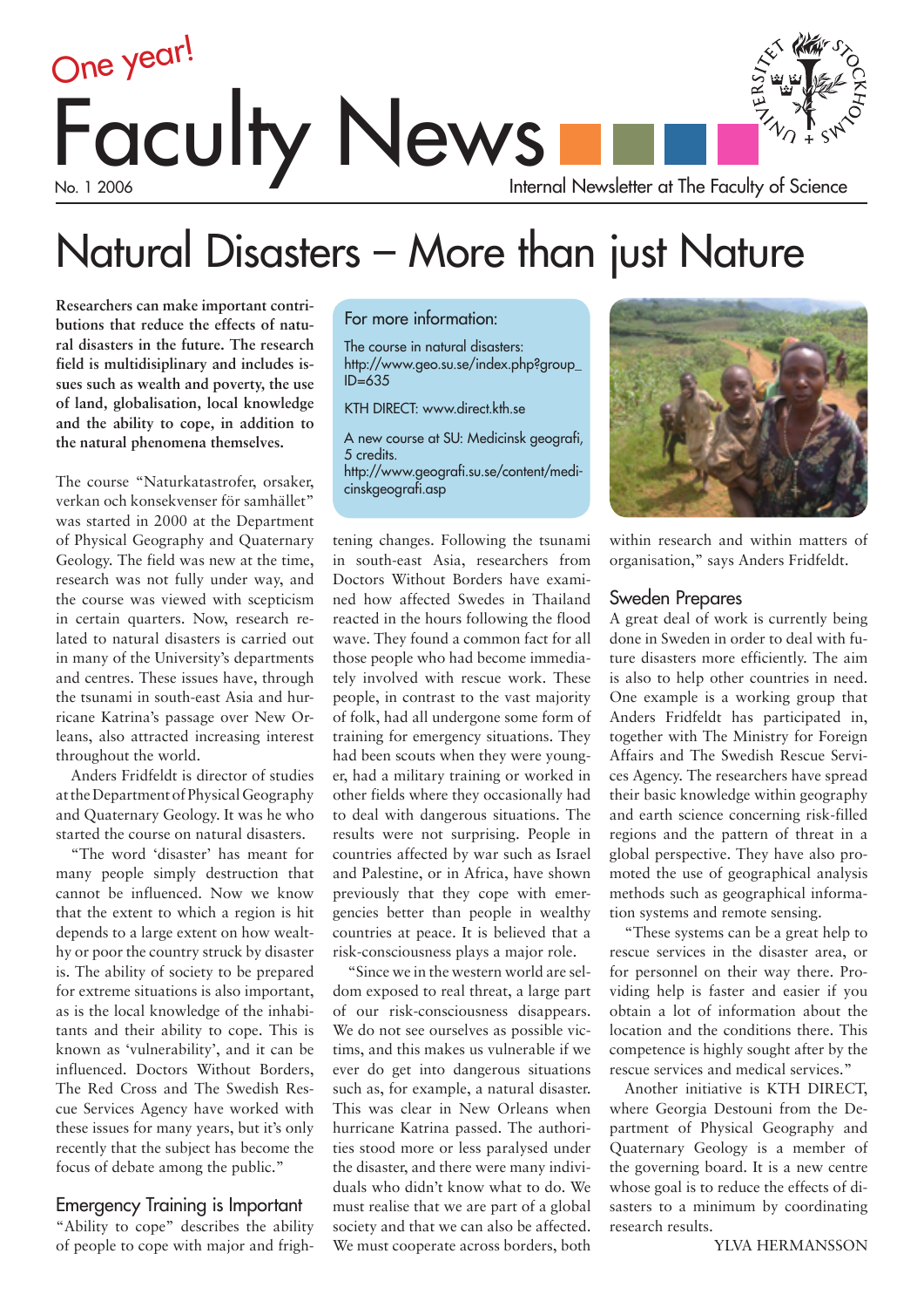One year!

# Faculty News

No. 1 2006

Internal Newsletter at The Faculty of Science

# Natural Disasters – More than just Nature

**Researchers can make important contributions that reduce the effects of natural disasters in the future. The research field is multidisiplinary and includes issues such as wealth and poverty, the use of land, globalisation, local knowledge and the ability to cope, in addition to the natural phenomena themselves.**

The course "Naturkatastrofer, orsaker, verkan och konsekvenser för samhället" was started in 2000 at the Department of Physical Geography and Quaternary Geology. The field was new at the time, research was not fully under way, and the course was viewed with scepticism in certain quarters. Now, research related to natural disasters is carried out in many of the University's departments and centres. These issues have, through the tsunami in south-east Asia and hurricane Katrina's passage over New Orleans, also attracted increasing interest throughout the world.

Anders Fridfeldt is director of studies at the Department of Physical Geography and Quaternary Geology. It was he who started the course on natural disasters.

"The word 'disaster' has meant for many people simply destruction that cannot be influenced. Now we know that the extent to which a region is hit depends to a large extent on how wealthy or poor the country struck by disaster is. The ability of society to be prepared for extreme situations is also important, as is the local knowledge of the inhabitants and their ability to cope. This is known as 'vulnerability', and it can be influenced. Doctors Without Borders, The Red Cross and The Swedish Rescue Services Agency have worked with these issues for many years, but it's only recently that the subject has become the focus of debate among the public."

## Emergency Training is Important

"Ability to cope" describes the ability of people to cope with major and frightening changes. Following the tsunami in south-east Asia, researchers from Doctors Without Borders have examined how affected Swedes in Thailand reacted in the hours following the flood wave. They found a common fact for all those people who had become immediately involved with rescue work. These people, in contrast to the vast majority of folk, had all undergone some form of training for emergency situations. They had been scouts when they were younger, had a military training or worked in other fields where they occasionally had to deal with dangerous situations. The results were not surprising. People in countries affected by war such as Israel and Palestine, or in Africa, have shown previously that they cope with emergencies better than people in wealthy countries at peace. It is believed that a risk-consciousness plays a major role.

"Since we in the western world are seldom exposed to real threat, a large part of our risk-consciousness disappears. We do not see ourselves as possible victims, and this makes us vulnerable if we ever do get into dangerous situations such as, for example, a natural disaster. This was clear in New Orleans when hurricane Katrina passed. The authorities stood more or less paralysed under the disaster, and there were many individuals who didn't know what to do. We must realise that we are part of a global society and that we can also be affected. We must cooperate across borders, both within research and within matters of organisation," says Anders Fridfeldt.

> **For more information:**
>
> The course in natural disasters: http://www.geo.su.se/index.php?group_ID=635
>
> KTH DIRECT: www.direct.kth.se
>
> A new course at SU: Medicinsk geografi, 5 credits. http://www.geografi.su.se/content/medicinskgeografi.asp

## Sweden Prepares

A great deal of work is currently being done in Sweden in order to deal with future disasters more efficiently. The aim is also to help other countries in need. One example is a working group that Anders Fridfeldt has participated in, together with The Ministry for Foreign Affairs and The Swedish Rescue Services Agency. The researchers have spread their basic knowledge within geography and earth science concerning risk-filled regions and the pattern of threat in a global perspective. They have also promoted the use of geographical analysis methods such as geographical information systems and remote sensing.

"These systems can be a great help to rescue services in the disaster area, or for personnel on their way there. Providing help is faster and easier if you obtain a lot of information about the location and the conditions there. This competence is highly sought after by the rescue services and medical services."

Another initiative is KTH DIRECT, where Georgia Destouni from the Department of Physical Geography and Quaternary Geology is a member of the governing board. It is a new centre whose goal is to reduce the effects of disasters to a minimum by coordinating research results.

YLVA HERMANSSON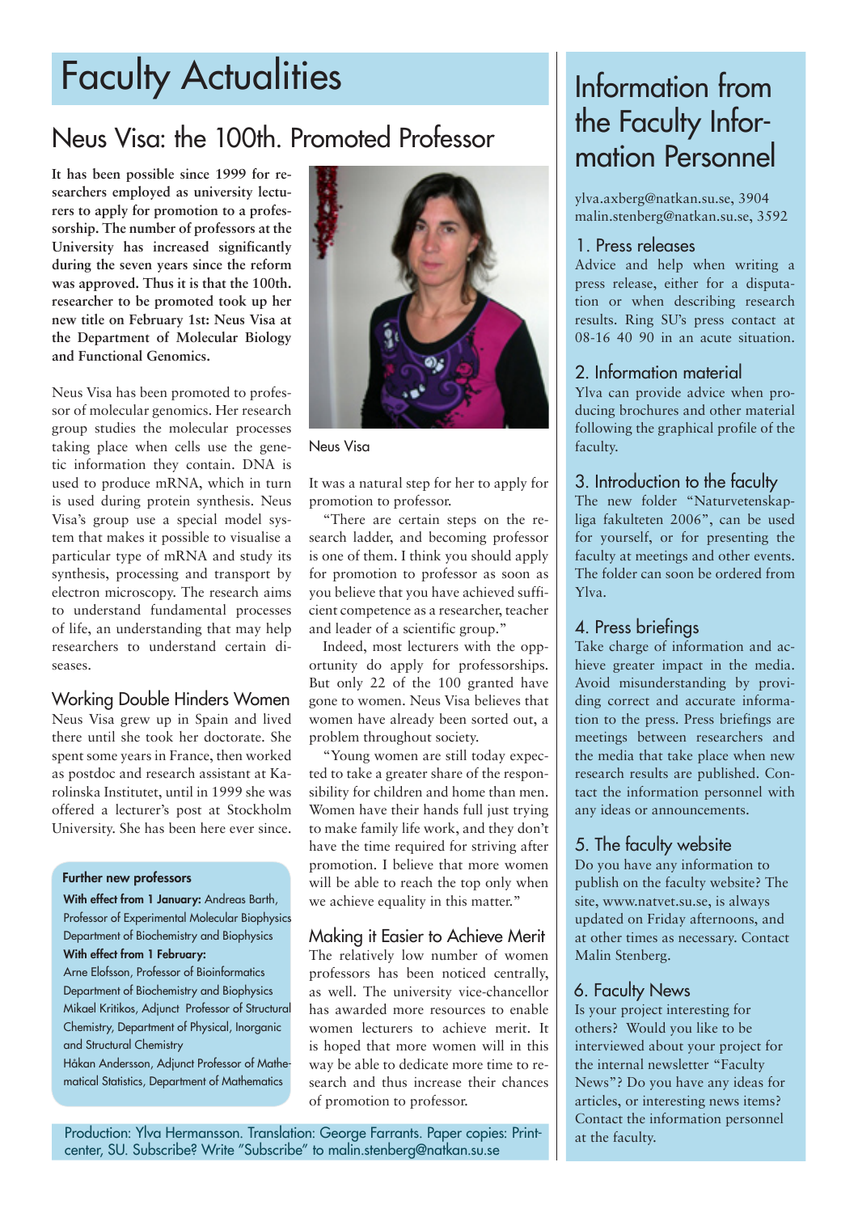# Faculty Actualities

## Neus Visa: the 100th. Promoted Professor

**It has been possible since 1999 for researchers employed as university lecturers to apply for promotion to a professorship. The number of professors at the University has increased significantly during the seven years since the reform was approved. Thus it is that the 100th. researcher to be promoted took up her new title on February 1st: Neus Visa at the Department of Molecular Biology and Functional Genomics.**

Neus Visa has been promoted to professor of molecular genomics. Her research group studies the molecular processes taking place when cells use the genetic information they contain. DNA is used to produce mRNA, which in turn is used during protein synthesis. Neus Visa's group use a special model system that makes it possible to visualise a particular type of mRNA and study its synthesis, processing and transport by electron microscopy. The research aims to understand fundamental processes of life, an understanding that may help researchers to understand certain diseases.

### Working Double Hinders Women

Neus Visa grew up in Spain and lived there until she took her doctorate. She spent some years in France, then worked as postdoc and research assistant at Karolinska Institutet, until in 1999 she was offered a lecturer's post at Stockholm University. She has been here ever since.

Neus Visa

It was a natural step for her to apply for promotion to professor.

"There are certain steps on the research ladder, and becoming professor is one of them. I think you should apply for promotion to professor as soon as you believe that you have achieved sufficient competence as a researcher, teacher and leader of a scientific group."

Indeed, most lecturers with the opportunity do apply for professorships. But only 22 of the 100 granted have gone to women. Neus Visa believes that women have already been sorted out, a problem throughout society.

"Young women are still today expected to take a greater share of the responsibility for children and home than men. Women have their hands full just trying to make family life work, and they don't have the time required for striving after promotion. I believe that more women will be able to reach the top only when we achieve equality in this matter."

### Making it Easier to Achieve Merit

The relatively low number of women professors has been noticed centrally, as well. The university vice-chancellor has awarded more resources to enable women lecturers to achieve merit. It is hoped that more women will in this way be able to dedicate more time to research and thus increase their chances of promotion to professor.

**Further new professors**

**With effect from 1 January:** Andreas Barth, Professor of Experimental Molecular Biophysics, Department of Biochemistry and Biophysics

**With effect from 1 February:**

Arne Elofsson, Professor of Bioinformatics, Department of Biochemistry and Biophysics

Mikael Kritikos, Adjunct Professor of Structural Chemistry, Department of Physical, Inorganic and Structural Chemistry

Håkan Andersson, Adjunct Professor of Mathematical Statistics, Department of Mathematics

Production: Ylva Hermansson. Translation: George Farrants. Paper copies: Printcenter, SU. Subscribe? Write "Subscribe" to malin.stenberg@natkan.su.se

# Information from the Faculty Information Personnel

ylva.axberg@natkan.su.se, 3904
malin.stenberg@natkan.su.se, 3592

### 1. Press releases

Advice and help when writing a press release, either for a disputation or when describing research results. Ring SU's press contact at 08-16 40 90 in an acute situation.

### 2. Information material

Ylva can provide advice when producing brochures and other material following the graphical profile of the faculty.

### 3. Introduction to the faculty

The new folder "Naturvetenskapliga fakulteten 2006", can be used for yourself, or for presenting the faculty at meetings and other events. The folder can soon be ordered from Ylva.

### 4. Press briefings

Take charge of information and achieve greater impact in the media. Avoid misunderstanding by providing correct and accurate information to the press. Press briefings are meetings between researchers and the media that take place when new research results are published. Contact the information personnel with any ideas or announcements.

### 5. The faculty website

Do you have any information to publish on the faculty website? The site, www.natvet.su.se, is always updated on Friday afternoons, and at other times as necessary. Contact Malin Stenberg.

### 6. Faculty News

Is your project interesting for others? Would you like to be interviewed about your project for the internal newsletter "Faculty News"? Do you have any ideas for articles, or interesting news items? Contact the information personnel at the faculty.